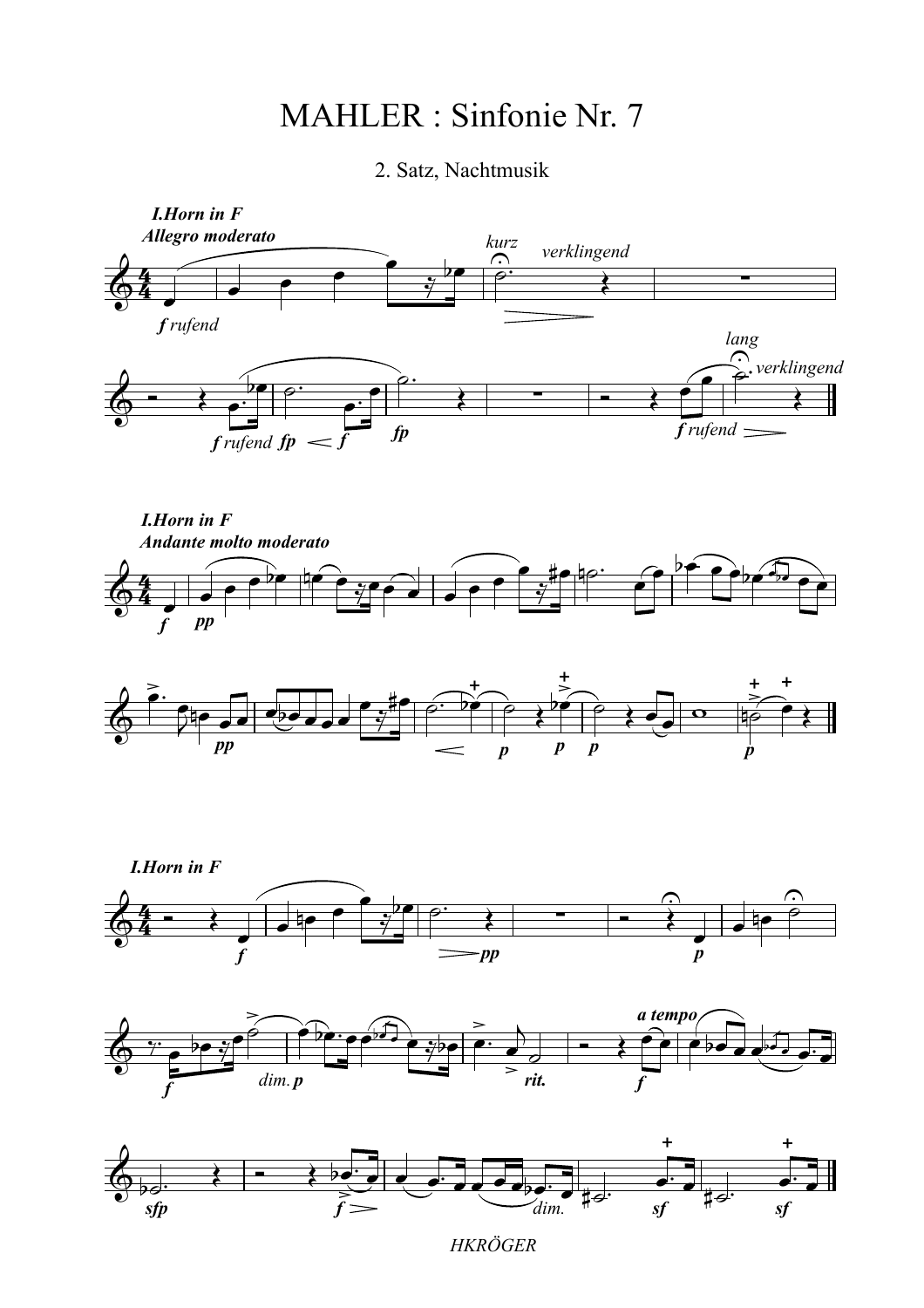# MAHLER : Sinfonie Nr. 7

## 2. Satz, Nachtmusik

**I.Horn in F**
**Allegro moderato**

**I.Horn in F**
**Andante molto moderato**

**I.Horn in F**

*HKRÖGER*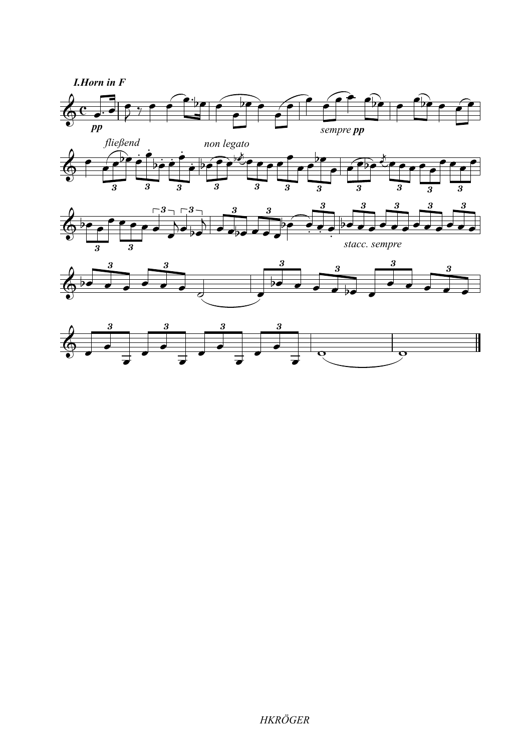***I.Horn in F***

*pp*

*sempre* ***pp***

*fließend*

*non legato*

*stacc. sempre*

*HKRÖGER*